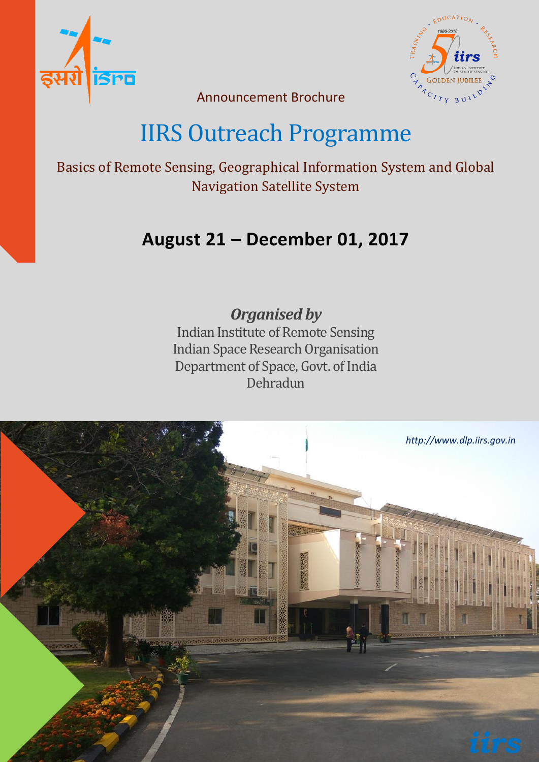Announcement Brochure

# IIRS Outreach Programme

## Basics of Remote Sensing, Geographical Information System and Global Navigation Satellite System

## August 21 – December 01, 2017

***Organised by***

Indian Institute of Remote Sensing
Indian Space Research Organisation
Department of Space, Govt. of India
Dehradun

*http://www.dlp.iirs.gov.in*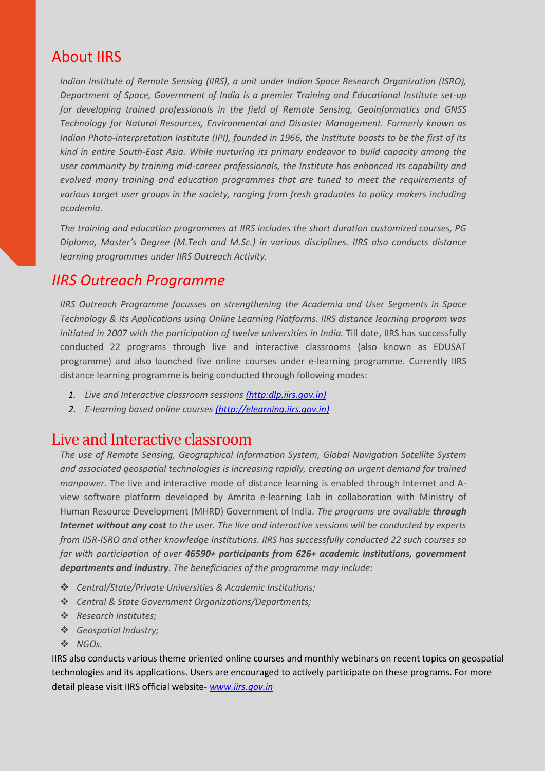## About IIRS

*Indian Institute of Remote Sensing (IIRS), a unit under Indian Space Research Organization (ISRO), Department of Space, Government of India is a premier Training and Educational Institute set-up for developing trained professionals in the field of Remote Sensing, Geoinformatics and GNSS Technology for Natural Resources, Environmental and Disaster Management. Formerly known as Indian Photo-interpretation Institute (IPI), founded in 1966, the Institute boasts to be the first of its kind in entire South-East Asia. While nurturing its primary endeavor to build capacity among the user community by training mid-career professionals, the Institute has enhanced its capability and evolved many training and education programmes that are tuned to meet the requirements of various target user groups in the society, ranging from fresh graduates to policy makers including academia.*

*The training and education programmes at IIRS includes the short duration customized courses, PG Diploma, Master's Degree (M.Tech and M.Sc.) in various disciplines. IIRS also conducts distance learning programmes under IIRS Outreach Activity.*

## *IIRS Outreach Programme*

*IIRS Outreach Programme focusses on strengthening the Academia and User Segments in Space Technology & Its Applications using Online Learning Platforms. IIRS distance learning program was initiated in 2007 with the participation of twelve universities in India.* Till date, IIRS has successfully conducted 22 programs through live and interactive classrooms (also known as EDUSAT programme) and also launched five online courses under e-learning programme. Currently IIRS distance learning programme is being conducted through following modes:

1. *Live and Interactive classroom sessions (http:dlp.iirs.gov.in)*
2. *E-learning based online courses (http://elearning.iirs.gov.in)*

## Live and Interactive classroom

*The use of Remote Sensing, Geographical Information System, Global Navigation Satellite System and associated geospatial technologies is increasing rapidly, creating an urgent demand for trained manpower.* The live and interactive mode of distance learning is enabled through Internet and A-view software platform developed by Amrita e-learning Lab in collaboration with Ministry of Human Resource Development (MHRD) Government of India. *The programs are available **through Internet without any cost** to the user. The live and interactive sessions will be conducted by experts from IISR-ISRO and other knowledge Institutions. IIRS has successfully conducted 22 such courses so far with participation of over **46590+ participants from 626+ academic institutions, government departments and industry**. The beneficiaries of the programme may include:*

- *Central/State/Private Universities & Academic Institutions;*
- *Central & State Government Organizations/Departments;*
- *Research Institutes;*
- *Geospatial Industry;*
- *NGOs.*

IIRS also conducts various theme oriented online courses and monthly webinars on recent topics on geospatial technologies and its applications. Users are encouraged to actively participate on these programs. For more detail please visit IIRS official website- *www.iirs.gov.in*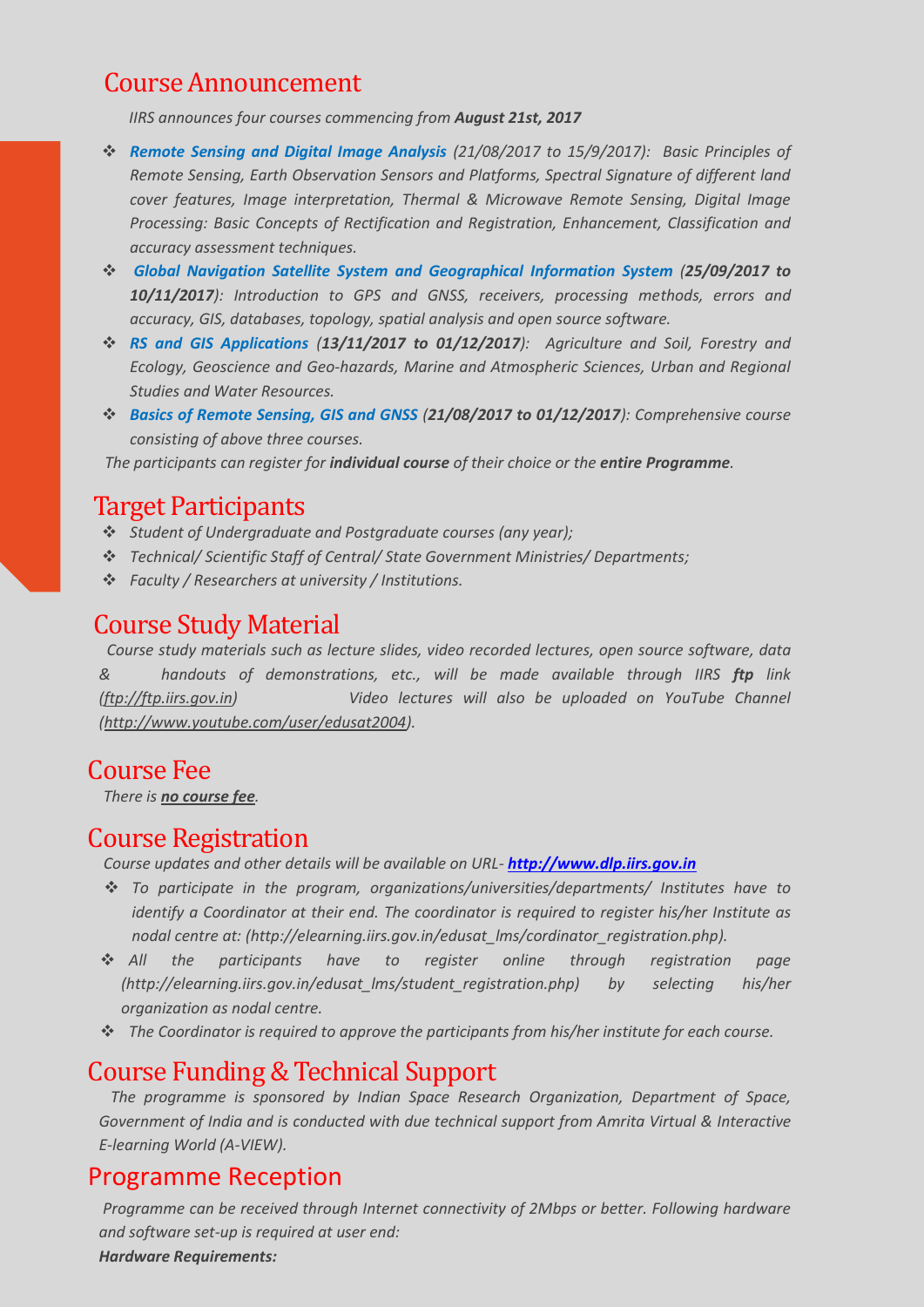## Course Announcement

*IIRS announces four courses commencing from **August 21st, 2017***

- ***Remote Sensing and Digital Image Analysis*** *(21/08/2017 to 15/9/2017): Basic Principles of Remote Sensing, Earth Observation Sensors and Platforms, Spectral Signature of different land cover features, Image interpretation, Thermal & Microwave Remote Sensing, Digital Image Processing: Basic Concepts of Rectification and Registration, Enhancement, Classification and accuracy assessment techniques.*
- ***Global Navigation Satellite System and Geographical Information System*** *(**25/09/2017 to 10/11/2017**): Introduction to GPS and GNSS, receivers, processing methods, errors and accuracy, GIS, databases, topology, spatial analysis and open source software.*
- ***RS and GIS Applications*** *(**13/11/2017 to 01/12/2017**): Agriculture and Soil, Forestry and Ecology, Geoscience and Geo-hazards, Marine and Atmospheric Sciences, Urban and Regional Studies and Water Resources.*
- ***Basics of Remote Sensing, GIS and GNSS*** *(**21/08/2017 to 01/12/2017**): Comprehensive course consisting of above three courses.*

*The participants can register for **individual course** of their choice or the **entire Programme**.*

## Target Participants

- *Student of Undergraduate and Postgraduate courses (any year);*
- *Technical/ Scientific Staff of Central/ State Government Ministries/ Departments;*
- *Faculty / Researchers at university / Institutions.*

## Course Study Material

*Course study materials such as lecture slides, video recorded lectures, open source software, data & handouts of demonstrations, etc., will be made available through IIRS **ftp** link (ftp://ftp.iirs.gov.in) Video lectures will also be uploaded on YouTube Channel (http://www.youtube.com/user/edusat2004).*

## Course Fee

*There is **no course fee**.*

## Course Registration

*Course updates and other details will be available on URL- **http://www.dlp.iirs.gov.in***

- *To participate in the program, organizations/universities/departments/ Institutes have to identify a Coordinator at their end. The coordinator is required to register his/her Institute as nodal centre at: (http://elearning.iirs.gov.in/edusat_lms/cordinator_registration.php).*
- *All the participants have to register online through registration page (http://elearning.iirs.gov.in/edusat_lms/student_registration.php) by selecting his/her organization as nodal centre.*
- *The Coordinator is required to approve the participants from his/her institute for each course.*

## Course Funding & Technical Support

*The programme is sponsored by Indian Space Research Organization, Department of Space, Government of India and is conducted with due technical support from Amrita Virtual & Interactive E-learning World (A-VIEW).*

## Programme Reception

*Programme can be received through Internet connectivity of 2Mbps or better. Following hardware and software set-up is required at user end:*

***Hardware Requirements:***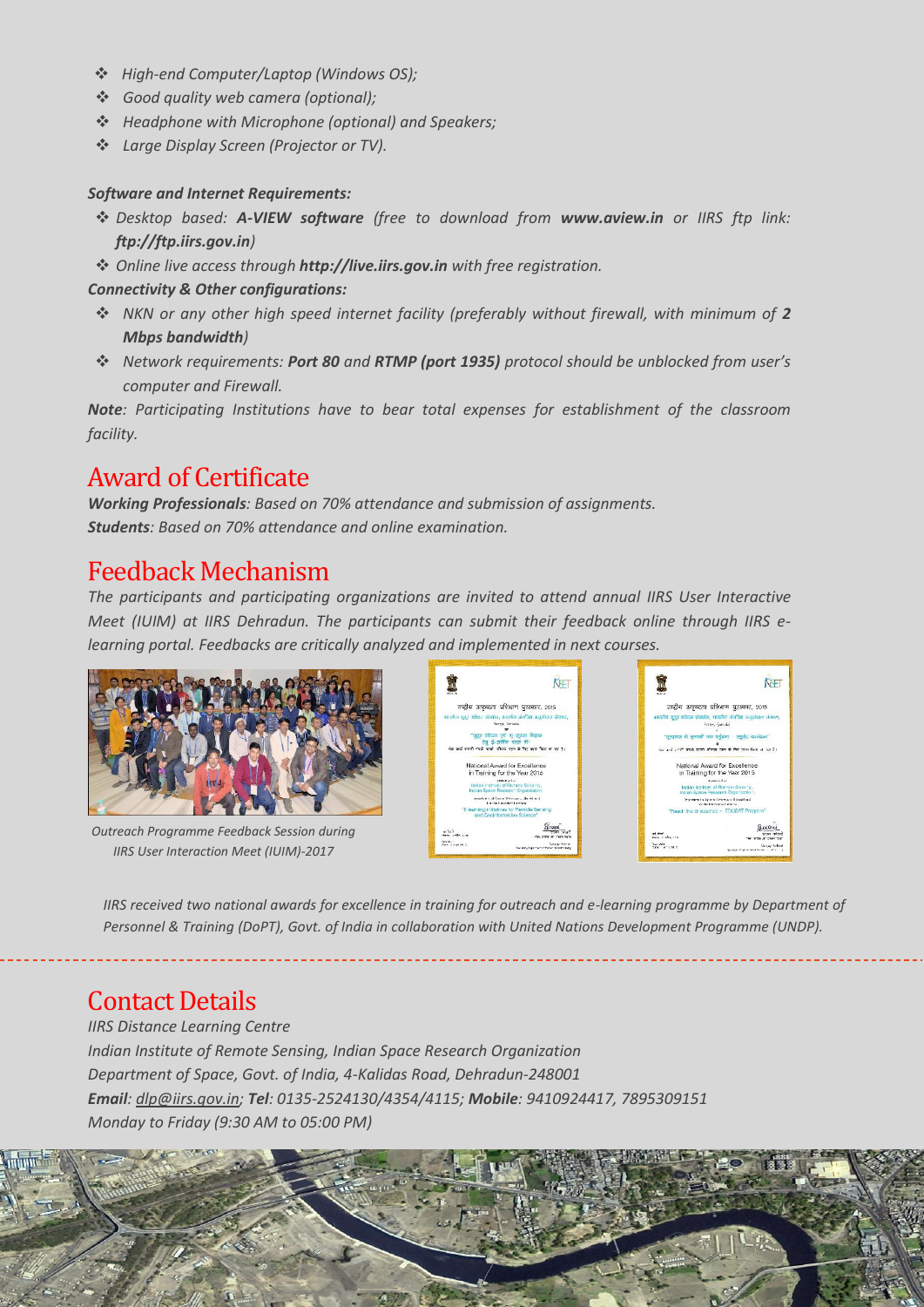- *High-end Computer/Laptop (Windows OS);*
- *Good quality web camera (optional);*
- *Headphone with Microphone (optional) and Speakers;*
- *Large Display Screen (Projector or TV).*

***Software and Internet Requirements:***

- *Desktop based: **A-VIEW software** (free to download from **www.aview.in** or IIRS ftp link: **ftp://ftp.iirs.gov.in**)*
- *Online live access through **http://live.iirs.gov.in** with free registration.*

***Connectivity & Other configurations:***

- *NKN or any other high speed internet facility (preferably without firewall, with minimum of **2 Mbps bandwidth**)*
- *Network requirements: **Port 80** and **RTMP (port 1935)** protocol should be unblocked from user's computer and Firewall.*

***Note**: Participating Institutions have to bear total expenses for establishment of the classroom facility.*

## Award of Certificate

***Working Professionals**: Based on 70% attendance and submission of assignments.*
***Students**: Based on 70% attendance and online examination.*

## Feedback Mechanism

*The participants and participating organizations are invited to attend annual IIRS User Interactive Meet (IUIM) at IIRS Dehradun. The participants can submit their feedback online through IIRS e-learning portal. Feedbacks are critically analyzed and implemented in next courses.*

*Outreach Programme Feedback Session during IIRS User Interaction Meet (IUIM)-2017*

*IIRS received two national awards for excellence in training for outreach and e-learning programme by Department of Personnel & Training (DoPT), Govt. of India in collaboration with United Nations Development Programme (UNDP).*

## Contact Details

*IIRS Distance Learning Centre*
*Indian Institute of Remote Sensing, Indian Space Research Organization*
*Department of Space, Govt. of India, 4-Kalidas Road, Dehradun-248001*
***Email**: dlp@iirs.gov.in; **Tel**: 0135-2524130/4354/4115; **Mobile**: 9410924417, 7895309151*
*Monday to Friday (9:30 AM to 05:00 PM)*